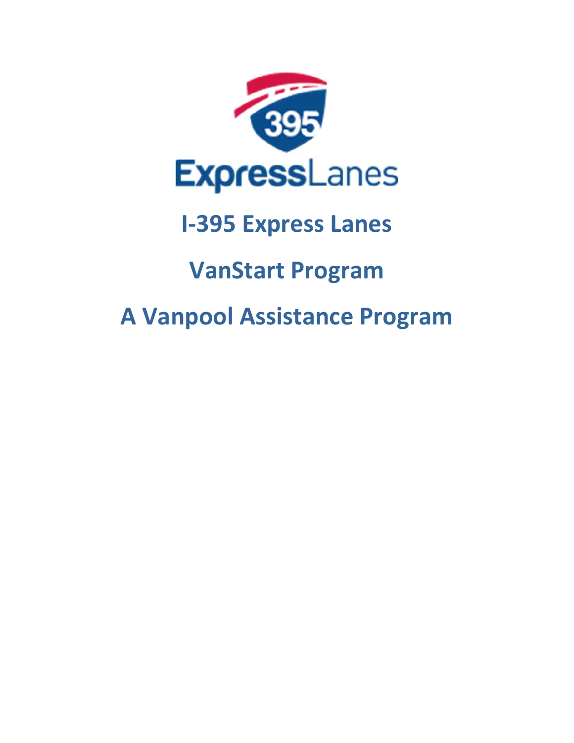# I-395 Express Lanes

# VanStart Program

# A Vanpool Assistance Program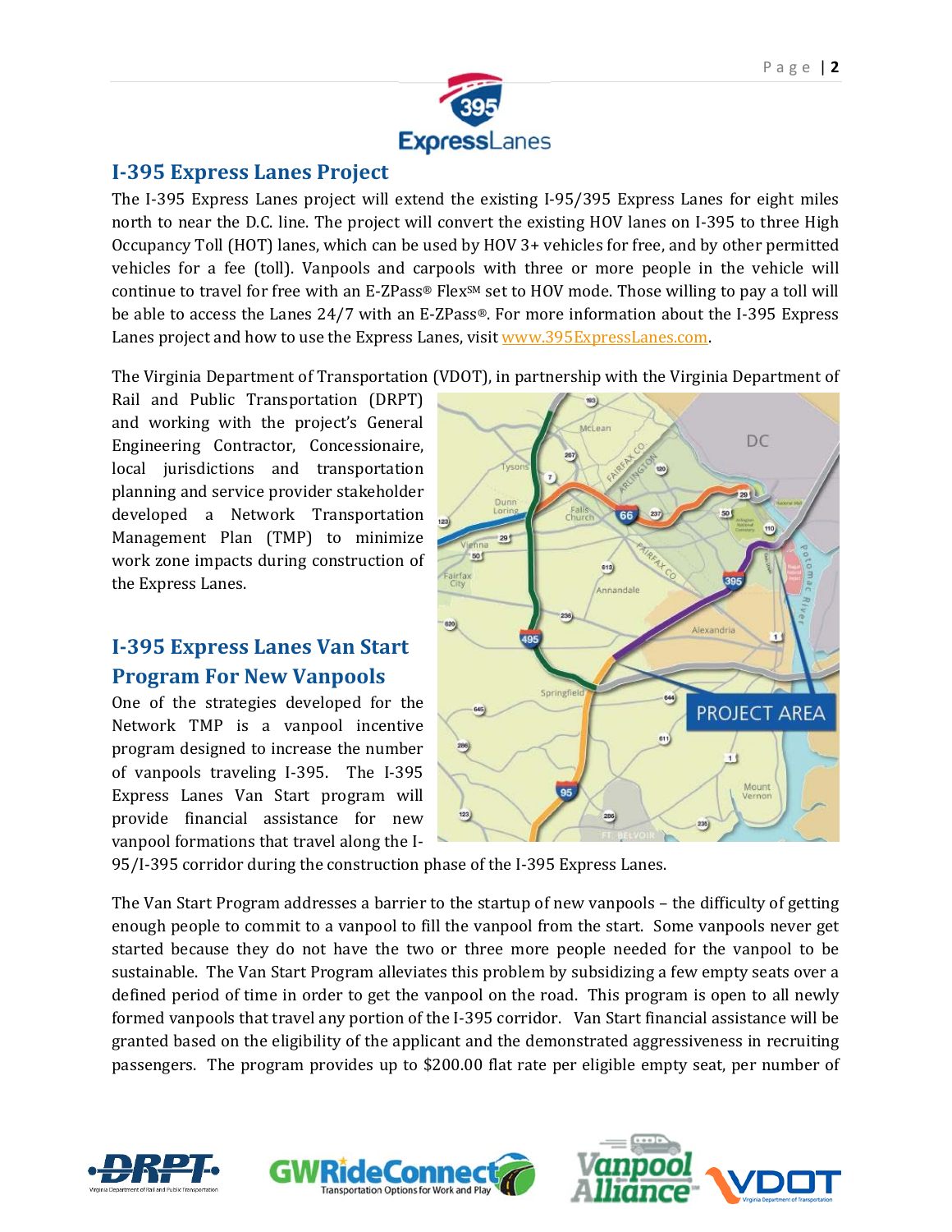## I-395 Express Lanes Project

The I-395 Express Lanes project will extend the existing I-95/395 Express Lanes for eight miles north to near the D.C. line. The project will convert the existing HOV lanes on I-395 to three High Occupancy Toll (HOT) lanes, which can be used by HOV 3+ vehicles for free, and by other permitted vehicles for a fee (toll). Vanpools and carpools with three or more people in the vehicle will continue to travel for free with an E-ZPass® Flex℠ set to HOV mode. Those willing to pay a toll will be able to access the Lanes 24/7 with an E-ZPass®. For more information about the I-395 Express Lanes project and how to use the Express Lanes, visit www.395ExpressLanes.com.

The Virginia Department of Transportation (VDOT), in partnership with the Virginia Department of Rail and Public Transportation (DRPT) and working with the project's General Engineering Contractor, Concessionaire, local jurisdictions and transportation planning and service provider stakeholder developed a Network Transportation Management Plan (TMP) to minimize work zone impacts during construction of the Express Lanes.

## I-395 Express Lanes Van Start Program For New Vanpools

One of the strategies developed for the Network TMP is a vanpool incentive program designed to increase the number of vanpools traveling I-395. The I-395 Express Lanes Van Start program will provide financial assistance for new vanpool formations that travel along the I-95/I-395 corridor during the construction phase of the I-395 Express Lanes.

The Van Start Program addresses a barrier to the startup of new vanpools – the difficulty of getting enough people to commit to a vanpool to fill the vanpool from the start. Some vanpools never get started because they do not have the two or three more people needed for the vanpool to be sustainable. The Van Start Program alleviates this problem by subsidizing a few empty seats over a defined period of time in order to get the vanpool on the road. This program is open to all newly formed vanpools that travel any portion of the I-395 corridor. Van Start financial assistance will be granted based on the eligibility of the applicant and the demonstrated aggressiveness in recruiting passengers. The program provides up to $200.00 flat rate per eligible empty seat, per number of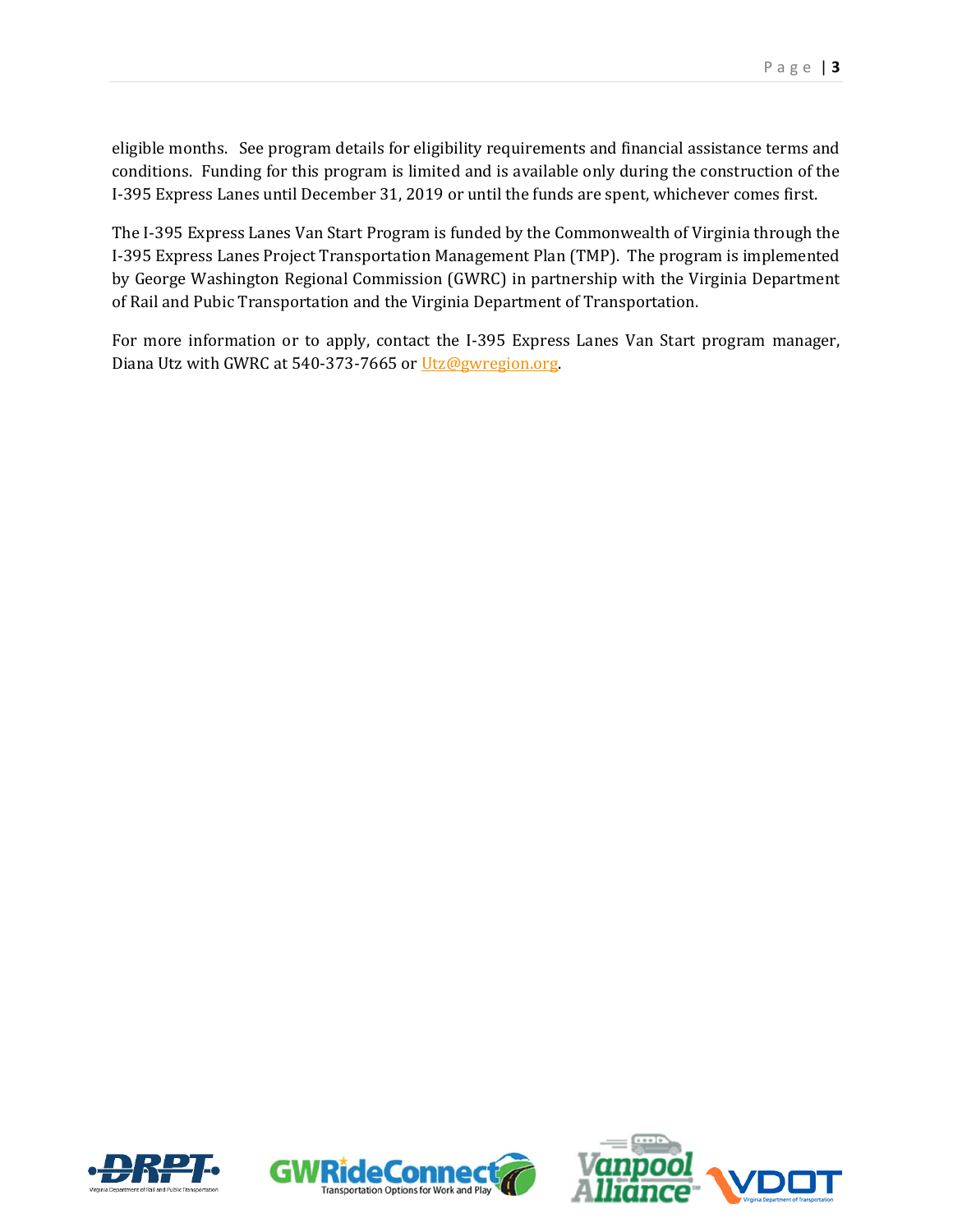eligible months. See program details for eligibility requirements and financial assistance terms and conditions. Funding for this program is limited and is available only during the construction of the I-395 Express Lanes until December 31, 2019 or until the funds are spent, whichever comes first.

The I-395 Express Lanes Van Start Program is funded by the Commonwealth of Virginia through the I-395 Express Lanes Project Transportation Management Plan (TMP). The program is implemented by George Washington Regional Commission (GWRC) in partnership with the Virginia Department of Rail and Pubic Transportation and the Virginia Department of Transportation.

For more information or to apply, contact the I-395 Express Lanes Van Start program manager, Diana Utz with GWRC at 540-373-7665 or [Utz@gwregion.org](mailto:Utz@gwregion.org).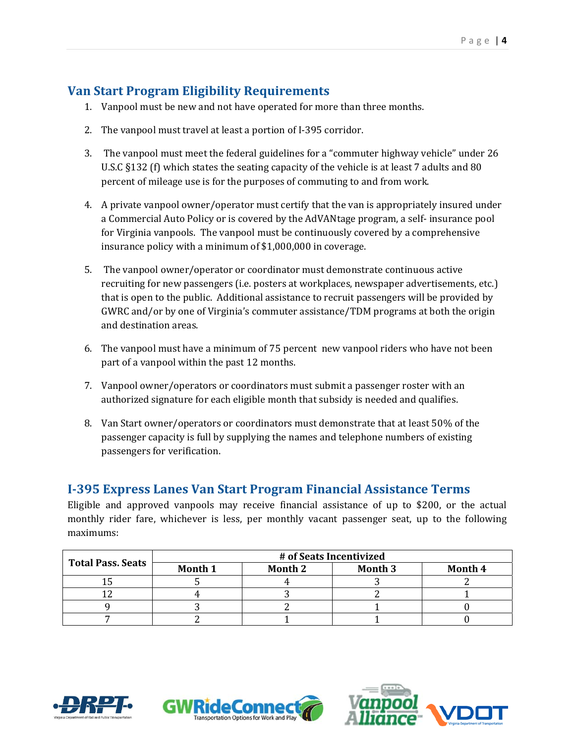## Van Start Program Eligibility Requirements

1. Vanpool must be new and not have operated for more than three months.

2. The vanpool must travel at least a portion of I-395 corridor.

3. The vanpool must meet the federal guidelines for a "commuter highway vehicle" under 26 U.S.C §132 (f) which states the seating capacity of the vehicle is at least 7 adults and 80 percent of mileage use is for the purposes of commuting to and from work.

4. A private vanpool owner/operator must certify that the van is appropriately insured under a Commercial Auto Policy or is covered by the AdVANtage program, a self- insurance pool for Virginia vanpools. The vanpool must be continuously covered by a comprehensive insurance policy with a minimum of $1,000,000 in coverage.

5. The vanpool owner/operator or coordinator must demonstrate continuous active recruiting for new passengers (i.e. posters at workplaces, newspaper advertisements, etc.) that is open to the public. Additional assistance to recruit passengers will be provided by GWRC and/or by one of Virginia's commuter assistance/TDM programs at both the origin and destination areas.

6. The vanpool must have a minimum of 75 percent new vanpool riders who have not been part of a vanpool within the past 12 months.

7. Vanpool owner/operators or coordinators must submit a passenger roster with an authorized signature for each eligible month that subsidy is needed and qualifies.

8. Van Start owner/operators or coordinators must demonstrate that at least 50% of the passenger capacity is full by supplying the names and telephone numbers of existing passengers for verification.

## I-395 Express Lanes Van Start Program Financial Assistance Terms

Eligible and approved vanpools may receive financial assistance of up to $200, or the actual monthly rider fare, whichever is less, per monthly vacant passenger seat, up to the following maximums:

| Total Pass. Seats | # of Seats Incentivized | | | |
|---|---|---|---|---|
| | Month 1 | Month 2 | Month 3 | Month 4 |
| 15 | 5 | 4 | 3 | 2 |
| 12 | 4 | 3 | 2 | 1 |
| 9 | 3 | 2 | 1 | 0 |
| 7 | 2 | 1 | 1 | 0 |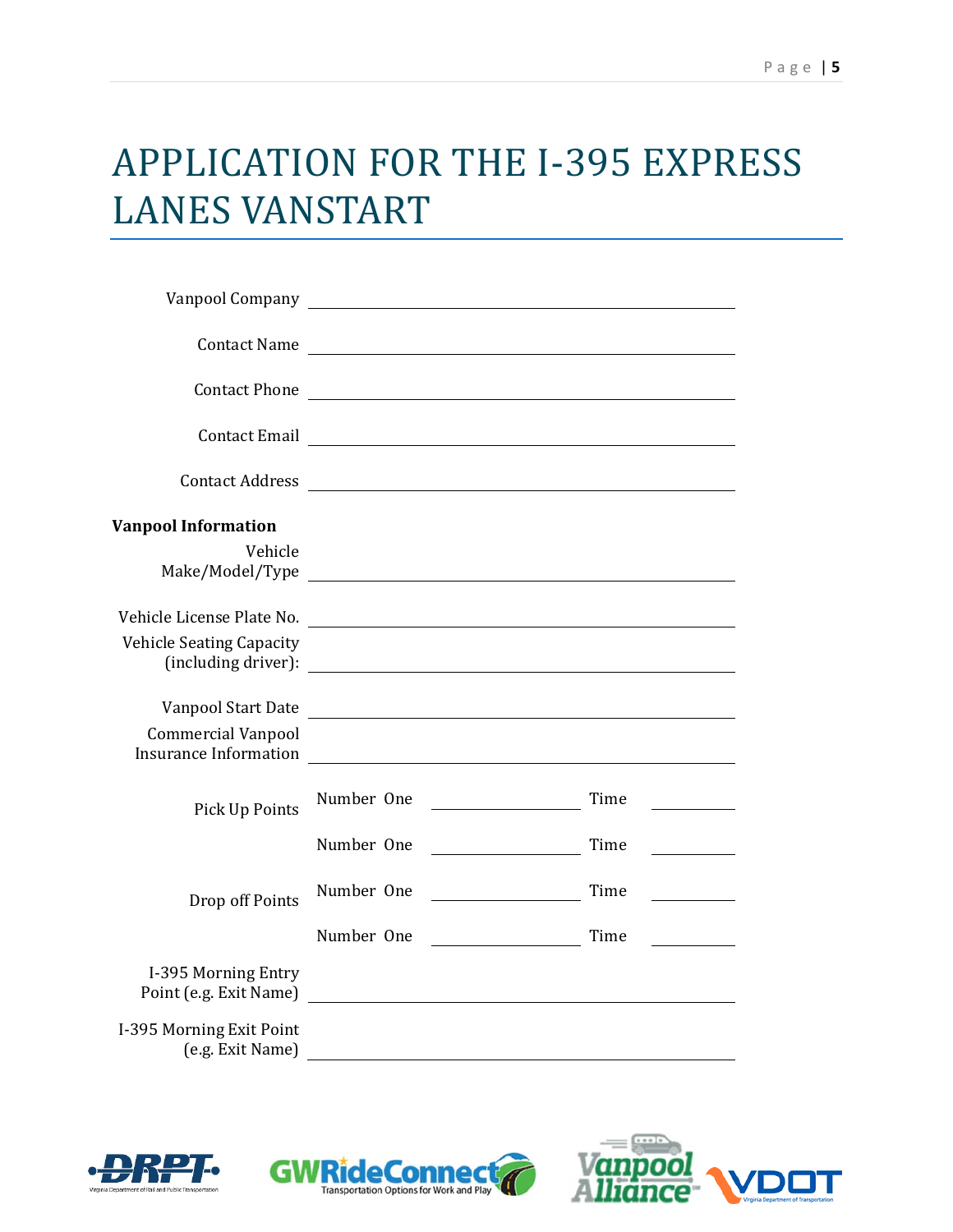# APPLICATION FOR THE I-395 EXPRESS LANES VANSTART

Vanpool Company ______________________________

Contact Name ______________________________

Contact Phone ______________________________

Contact Email ______________________________

Contact Address ______________________________

**Vanpool Information**

Vehicle Make/Model/Type ______________________________

Vehicle License Plate No. ______________________________

Vehicle Seating Capacity (including driver): ______________________________

Vanpool Start Date ______________________________

Commercial Vanpool Insurance Information ______________________________

| | | | | |
|---|---|---|---|---|
| Pick Up Points | Number One | ____________ | Time | ________ |
| | Number One | ____________ | Time | ________ |
| Drop off Points | Number One | ____________ | Time | ________ |
| | Number One | ____________ | Time | ________ |

I-395 Morning Entry Point (e.g. Exit Name) ______________________________

I-395 Morning Exit Point (e.g. Exit Name) ______________________________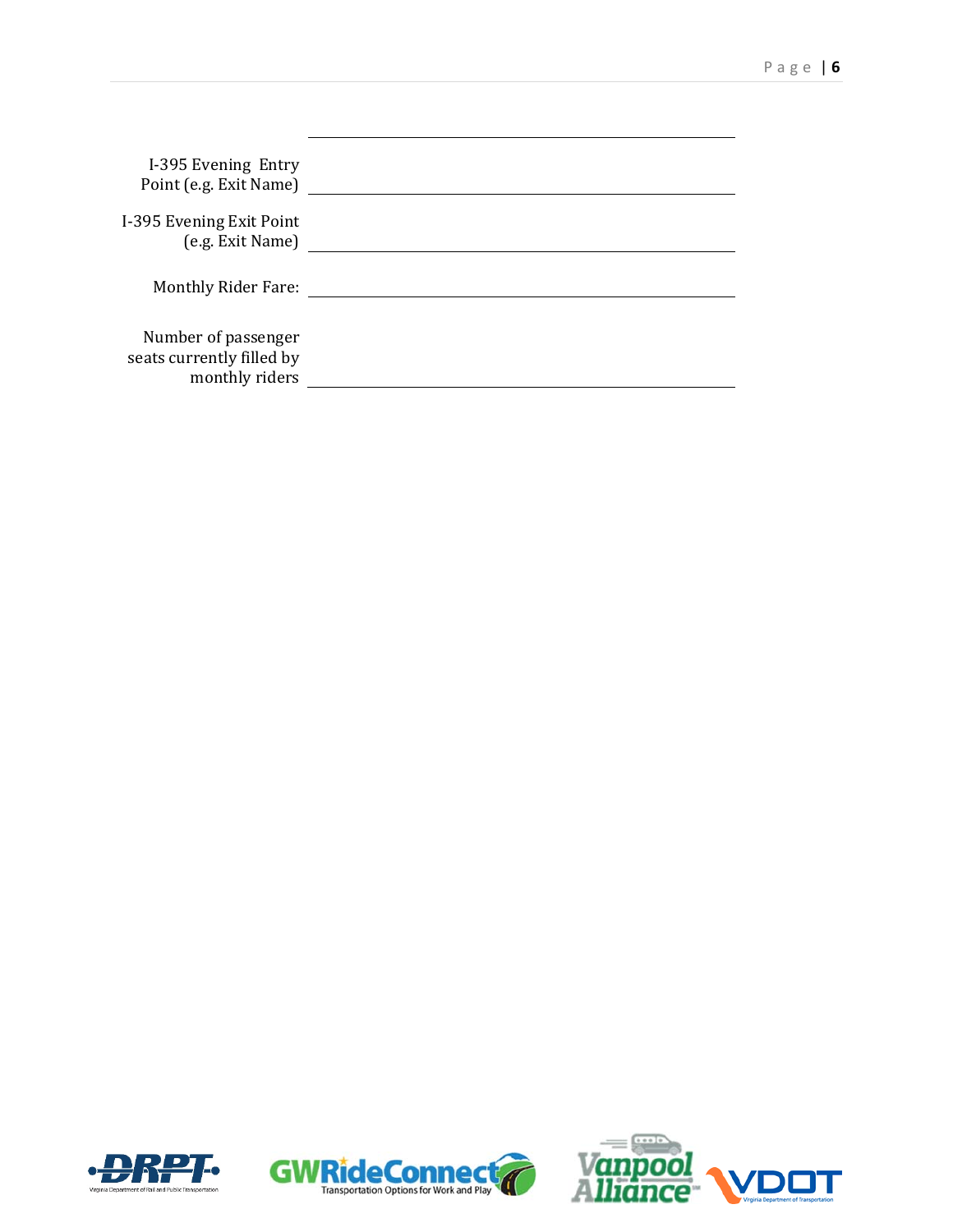I-395 Evening Entry Point (e.g. Exit Name) ______________________________

I-395 Evening Exit Point (e.g. Exit Name) ______________________________

Monthly Rider Fare: ______________________________

Number of passenger seats currently filled by monthly riders ______________________________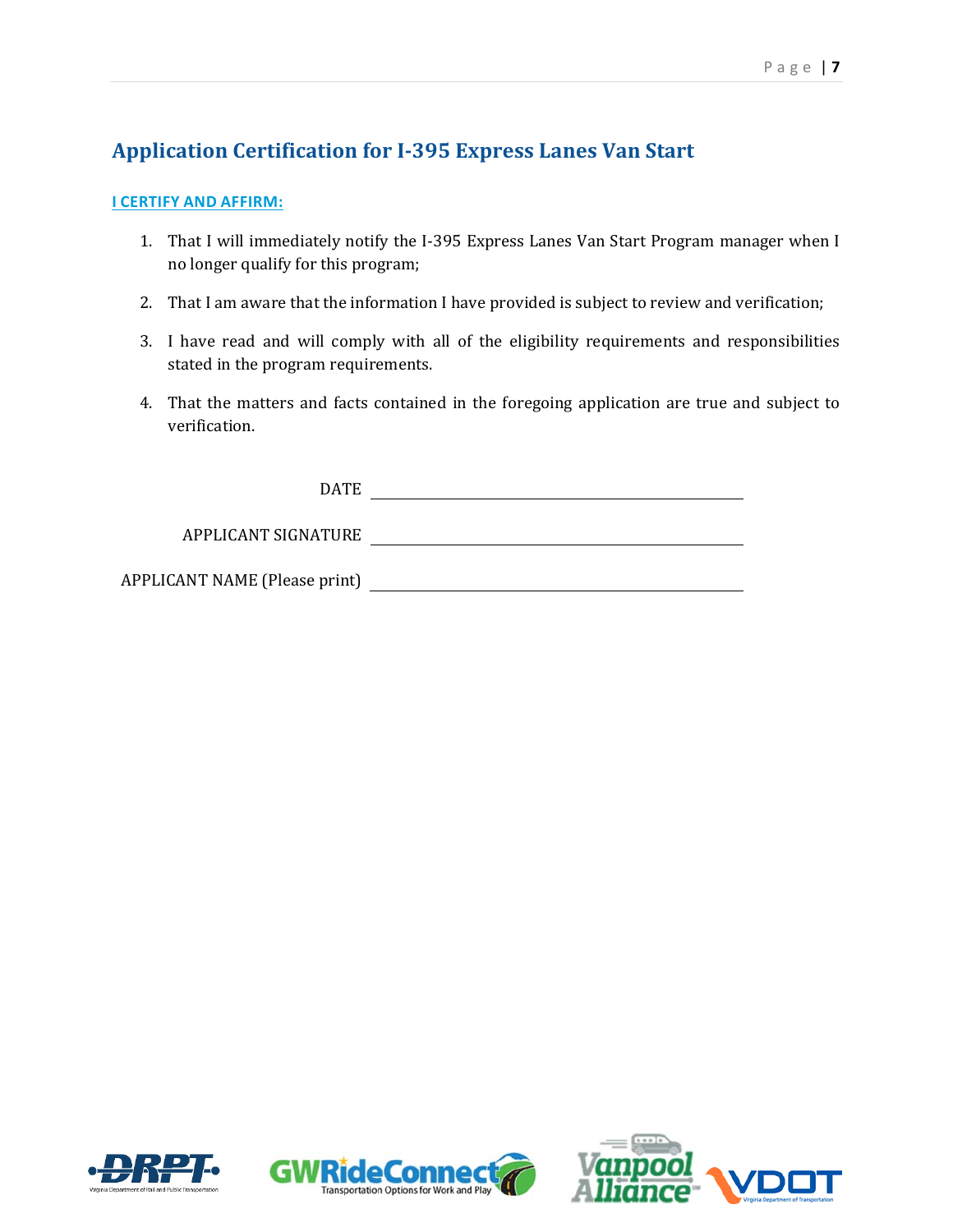## Application Certification for I-395 Express Lanes Van Start

**I CERTIFY AND AFFIRM:**

1. That I will immediately notify the I-395 Express Lanes Van Start Program manager when I no longer qualify for this program;
2. That I am aware that the information I have provided is subject to review and verification;
3. I have read and will comply with all of the eligibility requirements and responsibilities stated in the program requirements.
4. That the matters and facts contained in the foregoing application are true and subject to verification.

DATE ______________________________

APPLICANT SIGNATURE ______________________________

APPLICANT NAME (Please print) ______________________________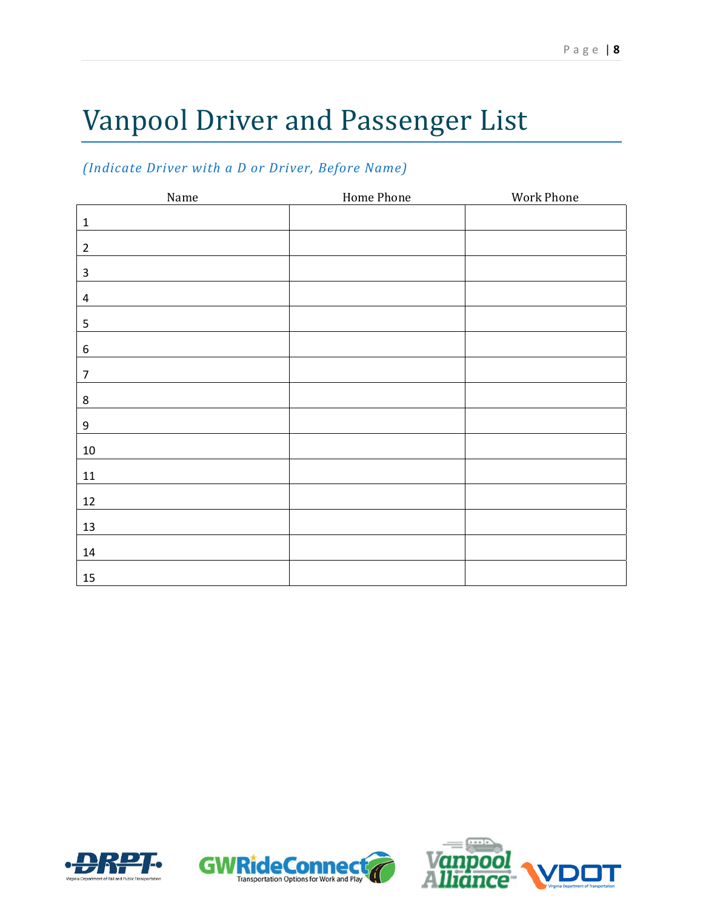# Vanpool Driver and Passenger List

*(Indicate Driver with a D or Driver, Before Name)*

| Name | Home Phone | Work Phone |
|---|---|---|
| 1 | | |
| 2 | | |
| 3 | | |
| 4 | | |
| 5 | | |
| 6 | | |
| 7 | | |
| 8 | | |
| 9 | | |
| 10 | | |
| 11 | | |
| 12 | | |
| 13 | | |
| 14 | | |
| 15 | | |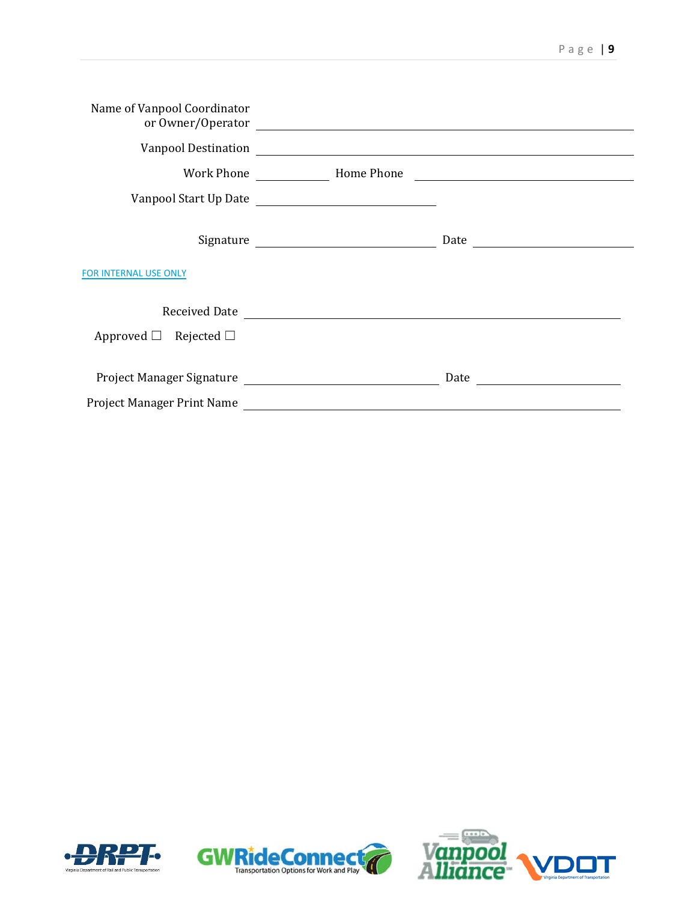Name of Vanpool Coordinator or Owner/Operator \_\_\_\_\_\_\_\_\_\_\_\_\_\_\_\_\_\_\_\_\_\_\_\_\_\_\_\_\_\_\_\_\_\_\_\_\_\_\_\_

Vanpool Destination \_\_\_\_\_\_\_\_\_\_\_\_\_\_\_\_\_\_\_\_\_\_\_\_\_\_\_\_\_\_\_\_\_\_\_\_\_\_\_\_

Work Phone \_\_\_\_\_\_\_\_\_\_\_\_ Home Phone \_\_\_\_\_\_\_\_\_\_\_\_\_\_\_\_\_\_\_\_\_\_

Vanpool Start Up Date \_\_\_\_\_\_\_\_\_\_\_\_\_\_\_\_\_\_\_\_

Signature \_\_\_\_\_\_\_\_\_\_\_\_\_\_\_\_\_\_\_\_ Date \_\_\_\_\_\_\_\_\_\_\_\_\_\_\_\_\_\_

FOR INTERNAL USE ONLY

Received Date \_\_\_\_\_\_\_\_\_\_\_\_\_\_\_\_\_\_\_\_\_\_\_\_\_\_\_\_\_\_\_\_\_\_\_\_\_\_\_\_

Approved ☐ Rejected ☐

Project Manager Signature \_\_\_\_\_\_\_\_\_\_\_\_\_\_\_\_\_\_\_\_ Date \_\_\_\_\_\_\_\_\_\_\_\_\_\_\_\_\_\_

Project Manager Print Name \_\_\_\_\_\_\_\_\_\_\_\_\_\_\_\_\_\_\_\_\_\_\_\_\_\_\_\_\_\_\_\_\_\_\_\_\_\_\_\_